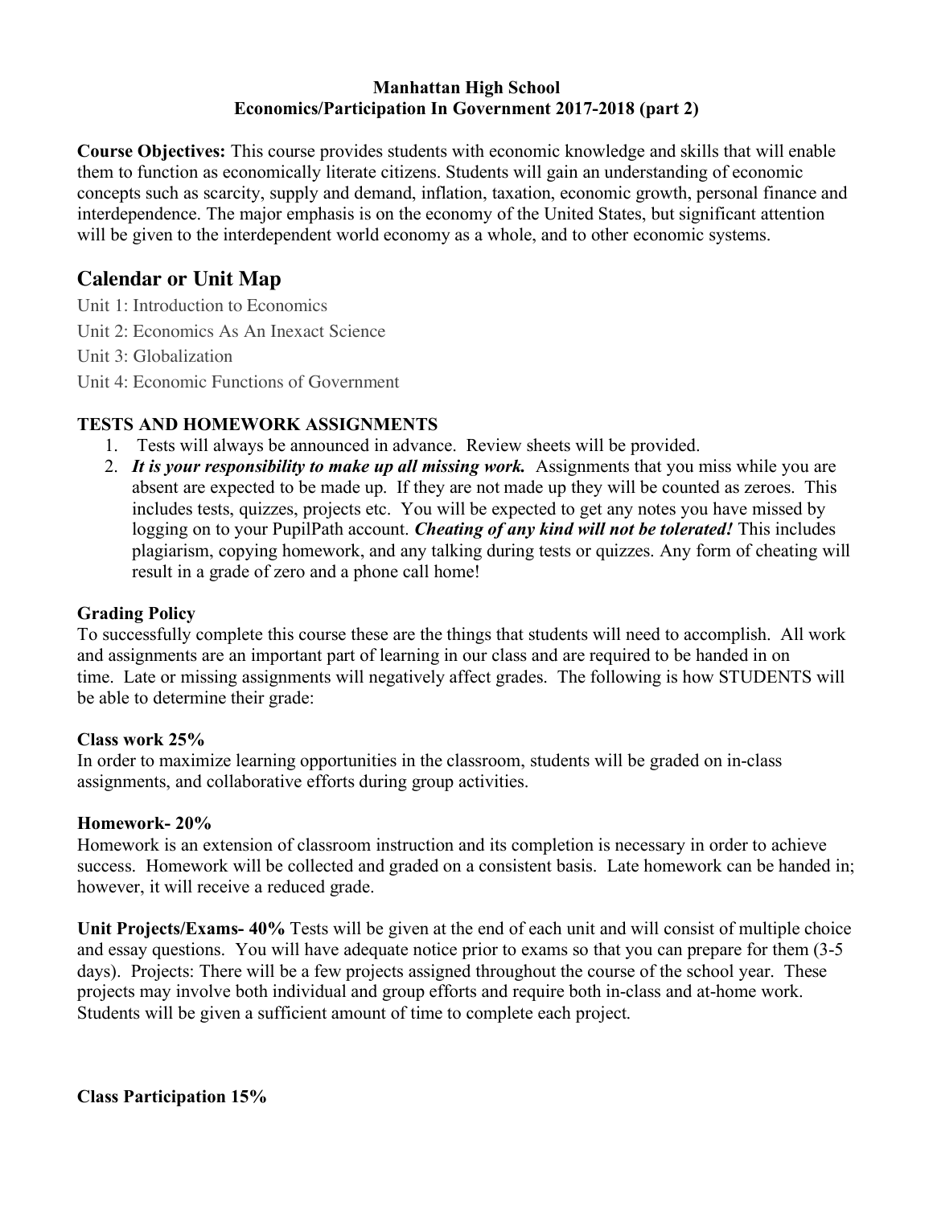**Manhattan High School**
**Economics/Participation In Government 2017-2018 (part 2)**

**Course Objectives:** This course provides students with economic knowledge and skills that will enable them to function as economically literate citizens. Students will gain an understanding of economic concepts such as scarcity, supply and demand, inflation, taxation, economic growth, personal finance and interdependence. The major emphasis is on the economy of the United States, but significant attention will be given to the interdependent world economy as a whole, and to other economic systems.

## Calendar or Unit Map

Unit 1: Introduction to Economics

Unit 2: Economics As An Inexact Science

Unit 3: Globalization

Unit 4: Economic Functions of Government

### TESTS AND HOMEWORK ASSIGNMENTS

1. Tests will always be announced in advance. Review sheets will be provided.
2. ***It is your responsibility to make up all missing work.*** Assignments that you miss while you are absent are expected to be made up. If they are not made up they will be counted as zeroes. This includes tests, quizzes, projects etc. You will be expected to get any notes you have missed by logging on to your PupilPath account. ***Cheating of any kind will not be tolerated!*** This includes plagiarism, copying homework, and any talking during tests or quizzes. Any form of cheating will result in a grade of zero and a phone call home!

### Grading Policy

To successfully complete this course these are the things that students will need to accomplish. All work and assignments are an important part of learning in our class and are required to be handed in on time. Late or missing assignments will negatively affect grades. The following is how STUDENTS will be able to determine their grade:

**Class work 25%**

In order to maximize learning opportunities in the classroom, students will be graded on in-class assignments, and collaborative efforts during group activities.

**Homework- 20%**

Homework is an extension of classroom instruction and its completion is necessary in order to achieve success. Homework will be collected and graded on a consistent basis. Late homework can be handed in; however, it will receive a reduced grade.

**Unit Projects/Exams- 40%** Tests will be given at the end of each unit and will consist of multiple choice and essay questions. You will have adequate notice prior to exams so that you can prepare for them (3-5 days). Projects: There will be a few projects assigned throughout the course of the school year. These projects may involve both individual and group efforts and require both in-class and at-home work. Students will be given a sufficient amount of time to complete each project.

**Class Participation 15%**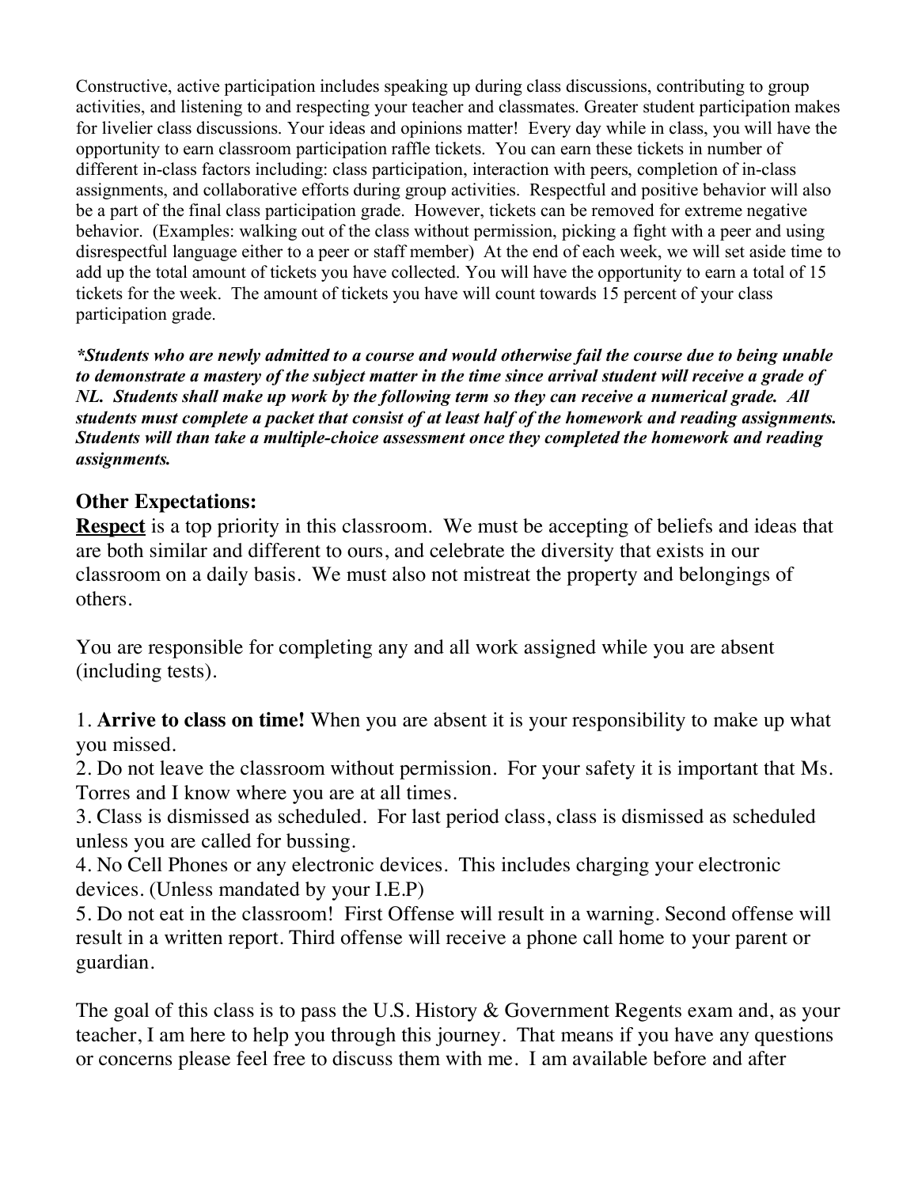Constructive, active participation includes speaking up during class discussions, contributing to group activities, and listening to and respecting your teacher and classmates. Greater student participation makes for livelier class discussions. Your ideas and opinions matter! Every day while in class, you will have the opportunity to earn classroom participation raffle tickets. You can earn these tickets in number of different in-class factors including: class participation, interaction with peers, completion of in-class assignments, and collaborative efforts during group activities. Respectful and positive behavior will also be a part of the final class participation grade. However, tickets can be removed for extreme negative behavior. (Examples: walking out of the class without permission, picking a fight with a peer and using disrespectful language either to a peer or staff member) At the end of each week, we will set aside time to add up the total amount of tickets you have collected. You will have the opportunity to earn a total of 15 tickets for the week. The amount of tickets you have will count towards 15 percent of your class participation grade.

***Students who are newly admitted to a course and would otherwise fail the course due to being unable to demonstrate a mastery of the subject matter in the time since arrival student will receive a grade of NL. Students shall make up work by the following term so they can receive a numerical grade. All students must complete a packet that consist of at least half of the homework and reading assignments. Students will than take a multiple-choice assessment once they completed the homework and reading assignments.***

## Other Expectations:

**Respect** is a top priority in this classroom. We must be accepting of beliefs and ideas that are both similar and different to ours, and celebrate the diversity that exists in our classroom on a daily basis. We must also not mistreat the property and belongings of others.

You are responsible for completing any and all work assigned while you are absent (including tests).

1. **Arrive to class on time!** When you are absent it is your responsibility to make up what you missed.
2. Do not leave the classroom without permission. For your safety it is important that Ms. Torres and I know where you are at all times.
3. Class is dismissed as scheduled. For last period class, class is dismissed as scheduled unless you are called for bussing.
4. No Cell Phones or any electronic devices. This includes charging your electronic devices. (Unless mandated by your I.E.P)
5. Do not eat in the classroom! First Offense will result in a warning. Second offense will result in a written report. Third offense will receive a phone call home to your parent or guardian.

The goal of this class is to pass the U.S. History & Government Regents exam and, as your teacher, I am here to help you through this journey. That means if you have any questions or concerns please feel free to discuss them with me. I am available before and after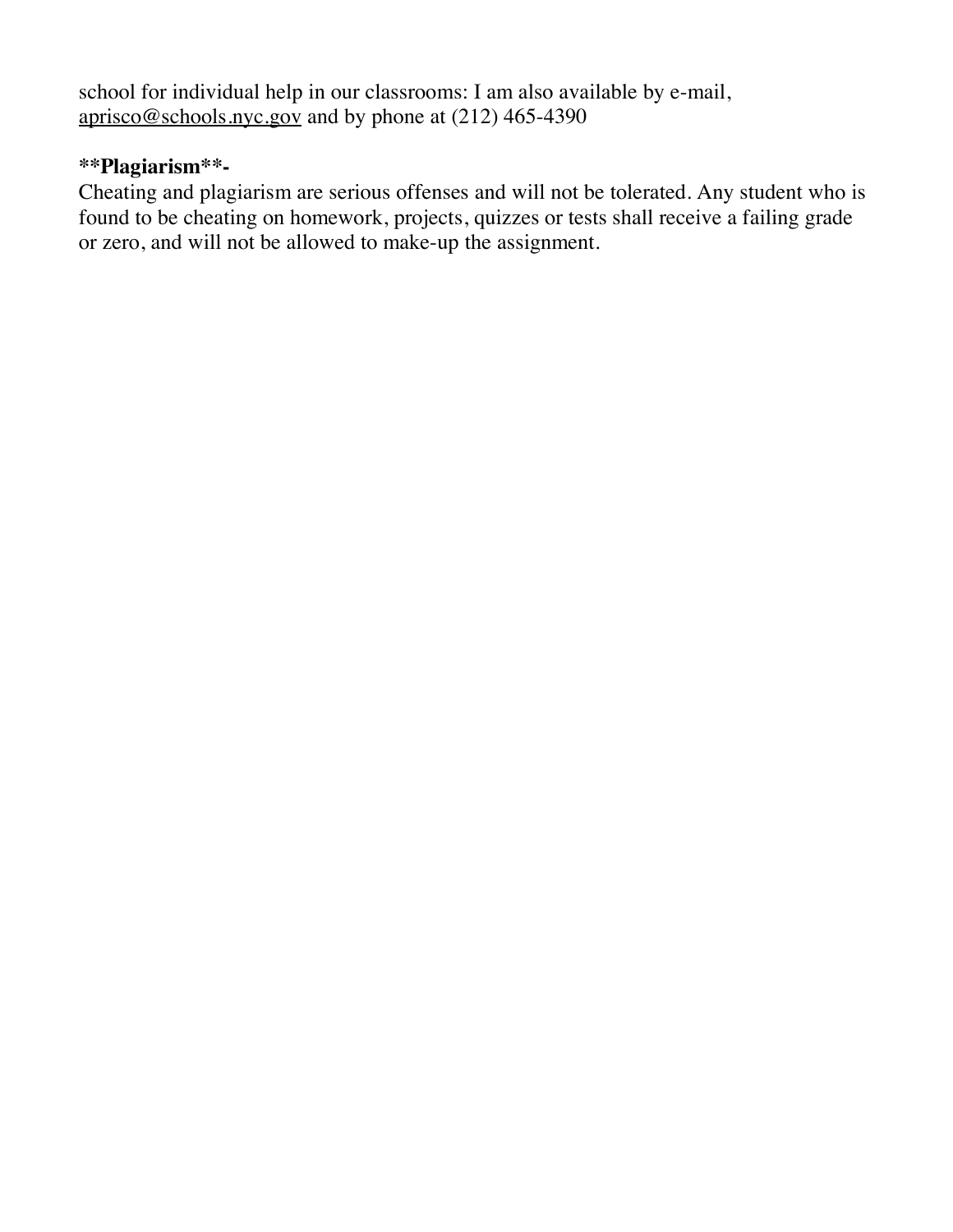school for individual help in our classrooms: I am also available by e-mail, aprisco@schools.nyc.gov and by phone at (212) 465-4390

**Plagiarism**-

Cheating and plagiarism are serious offenses and will not be tolerated. Any student who is found to be cheating on homework, projects, quizzes or tests shall receive a failing grade or zero, and will not be allowed to make-up the assignment.